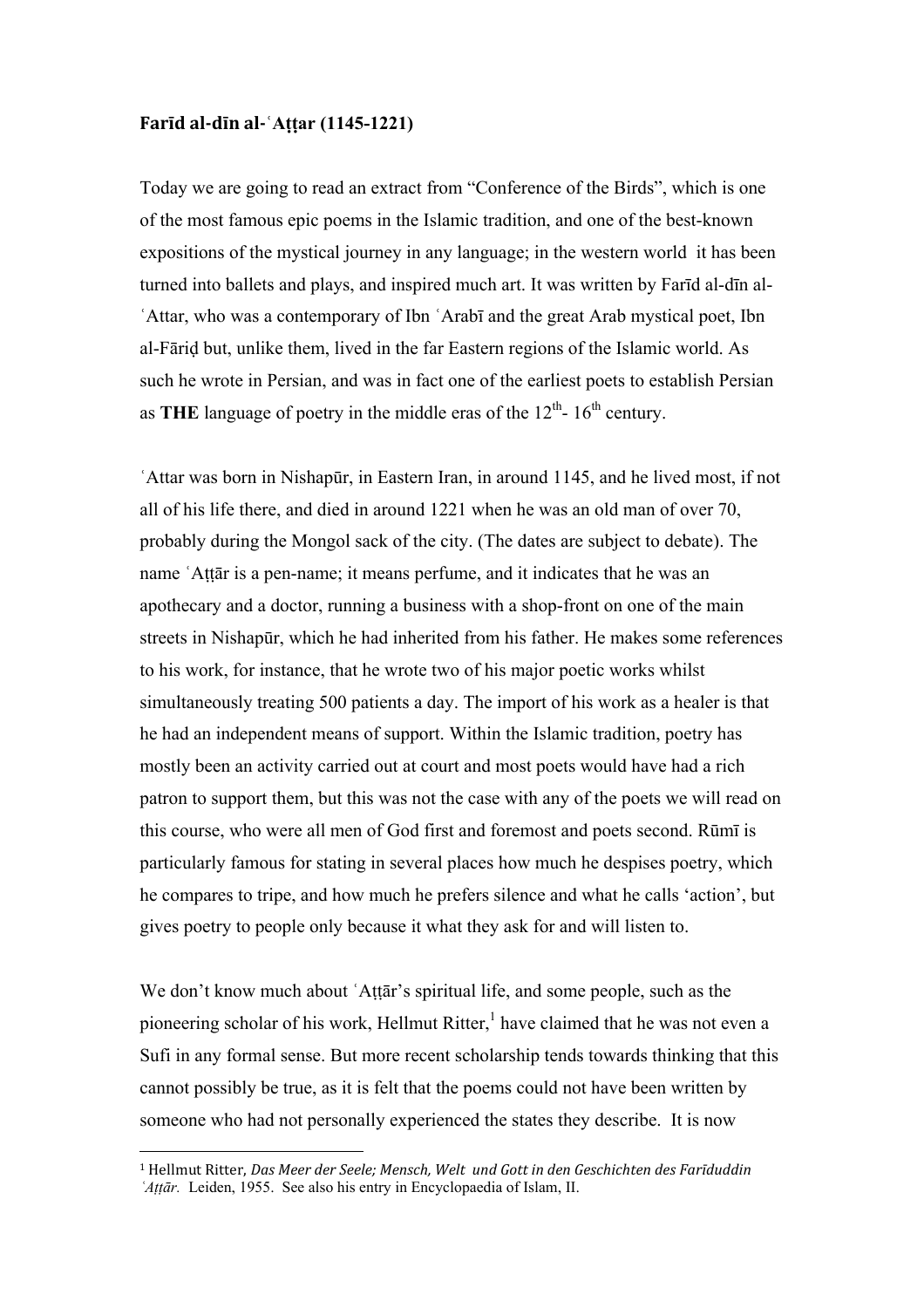**Farīd al-dīn al-ʿAṭṭar (1145-1221)**

Today we are going to read an extract from "Conference of the Birds", which is one of the most famous epic poems in the Islamic tradition, and one of the best-known expositions of the mystical journey in any language; in the western world it has been turned into ballets and plays, and inspired much art. It was written by Farīd al-dīn al-ʿAttar, who was a contemporary of Ibn ʿArabī and the great Arab mystical poet, Ibn al-Fāriḍ but, unlike them, lived in the far Eastern regions of the Islamic world. As such he wrote in Persian, and was in fact one of the earliest poets to establish Persian as **THE** language of poetry in the middle eras of the 12th- 16th century.

ʿAttar was born in Nishapūr, in Eastern Iran, in around 1145, and he lived most, if not all of his life there, and died in around 1221 when he was an old man of over 70, probably during the Mongol sack of the city. (The dates are subject to debate). The name ʿAṭṭār is a pen-name; it means perfume, and it indicates that he was an apothecary and a doctor, running a business with a shop-front on one of the main streets in Nishapūr, which he had inherited from his father. He makes some references to his work, for instance, that he wrote two of his major poetic works whilst simultaneously treating 500 patients a day. The import of his work as a healer is that he had an independent means of support. Within the Islamic tradition, poetry has mostly been an activity carried out at court and most poets would have had a rich patron to support them, but this was not the case with any of the poets we will read on this course, who were all men of God first and foremost and poets second. Rūmī is particularly famous for stating in several places how much he despises poetry, which he compares to tripe, and how much he prefers silence and what he calls 'action', but gives poetry to people only because it what they ask for and will listen to.

We don't know much about ʿAṭṭār's spiritual life, and some people, such as the pioneering scholar of his work, Hellmut Ritter,[1] have claimed that he was not even a Sufi in any formal sense. But more recent scholarship tends towards thinking that this cannot possibly be true, as it is felt that the poems could not have been written by someone who had not personally experienced the states they describe. It is now

---

[1] Hellmut Ritter, *Das Meer der Seele; Mensch, Welt und Gott in den Geschichten des Farīduddin ʿAṭṭār.* Leiden, 1955. See also his entry in Encyclopaedia of Islam, II.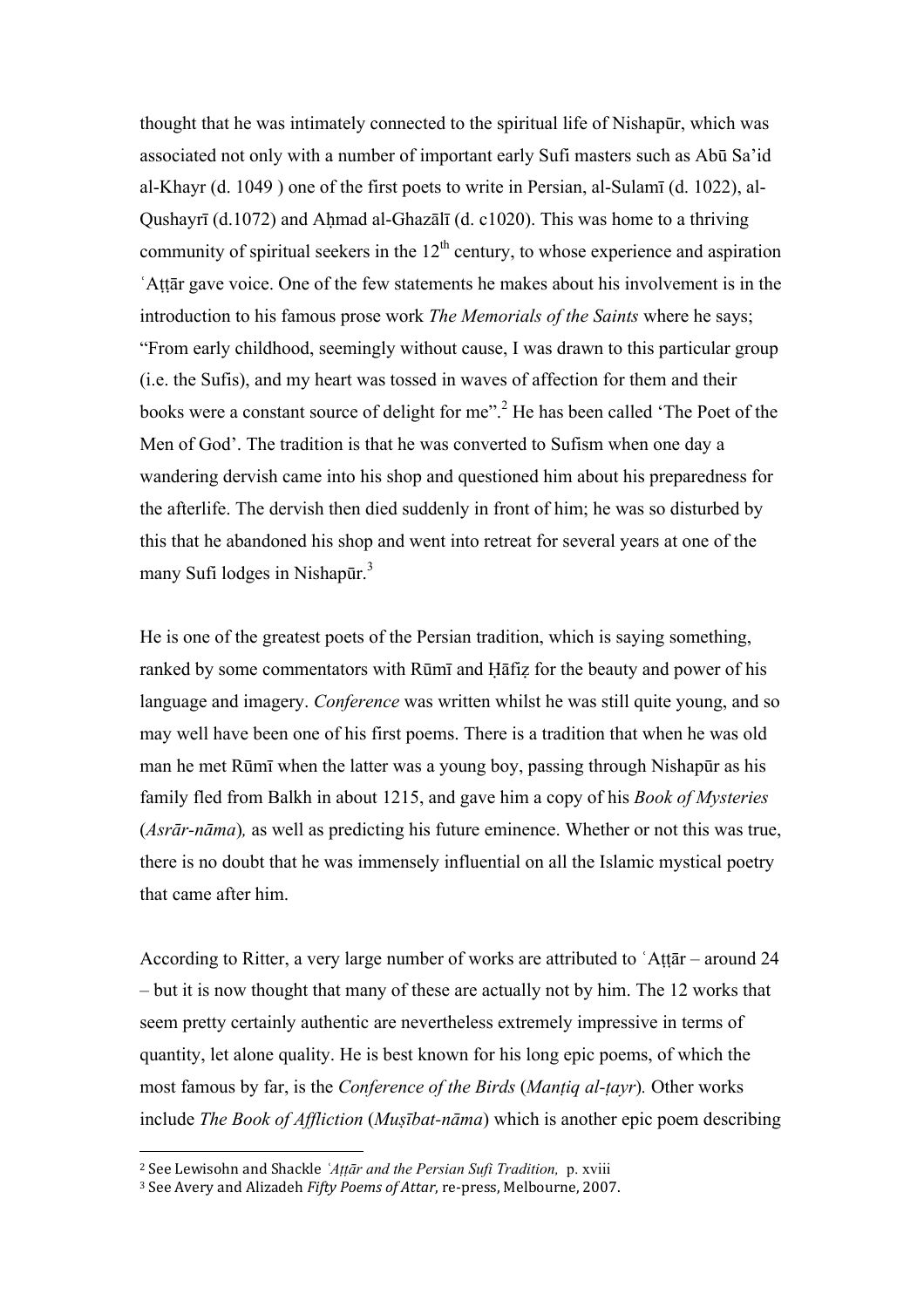thought that he was intimately connected to the spiritual life of Nishapūr, which was associated not only with a number of important early Sufi masters such as Abū Sa'id al-Khayr (d. 1049 ) one of the first poets to write in Persian, al-Sulamī (d. 1022), al-Qushayrī (d.1072) and Aḥmad al-Ghazālī (d. c1020). This was home to a thriving community of spiritual seekers in the 12th century, to whose experience and aspiration ʿAṭṭār gave voice. One of the few statements he makes about his involvement is in the introduction to his famous prose work *The Memorials of the Saints* where he says; "From early childhood, seemingly without cause, I was drawn to this particular group (i.e. the Sufis), and my heart was tossed in waves of affection for them and their books were a constant source of delight for me".[2] He has been called 'The Poet of the Men of God'. The tradition is that he was converted to Sufism when one day a wandering dervish came into his shop and questioned him about his preparedness for the afterlife. The dervish then died suddenly in front of him; he was so disturbed by this that he abandoned his shop and went into retreat for several years at one of the many Sufi lodges in Nishapūr.[3]

He is one of the greatest poets of the Persian tradition, which is saying something, ranked by some commentators with Rūmī and Ḥāfiẓ for the beauty and power of his language and imagery. *Conference* was written whilst he was still quite young, and so may well have been one of his first poems. There is a tradition that when he was old man he met Rūmī when the latter was a young boy, passing through Nishapūr as his family fled from Balkh in about 1215, and gave him a copy of his *Book of Mysteries* (*Asrār-nāma*), as well as predicting his future eminence. Whether or not this was true, there is no doubt that he was immensely influential on all the Islamic mystical poetry that came after him.

According to Ritter, a very large number of works are attributed to ʿAṭṭār – around 24 – but it is now thought that many of these are actually not by him. The 12 works that seem pretty certainly authentic are nevertheless extremely impressive in terms of quantity, let alone quality. He is best known for his long epic poems, of which the most famous by far, is the *Conference of the Birds* (*Manṭiq al-ṭayr*). Other works include *The Book of Affliction* (*Muṣībat-nāma*) which is another epic poem describing

---

[2] See Lewisohn and Shackle *ʿAṭṭār and the Persian Sufi Tradition,* p. xviii

[3] See Avery and Alizadeh *Fifty Poems of Attar,* re-press, Melbourne, 2007.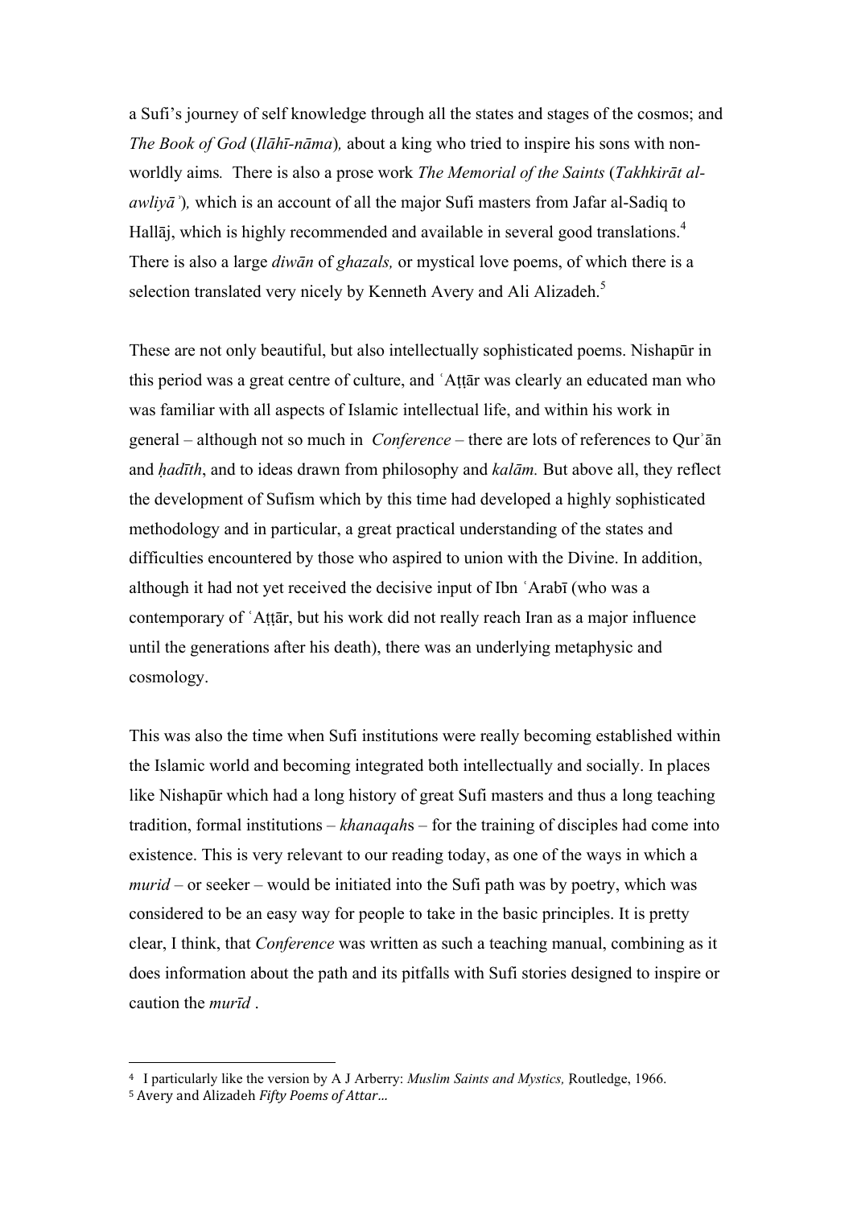a Sufi's journey of self knowledge through all the states and stages of the cosmos; and *The Book of God* (*Ilāhī-nāma*)*,* about a king who tried to inspire his sons with non-worldly aims*.* There is also a prose work *The Memorial of the Saints* (*Takhkirāt al-awliyāʾ*)*,* which is an account of all the major Sufi masters from Jafar al-Sadiq to Hallāj, which is highly recommended and available in several good translations.[4] There is also a large *diwān* of *ghazals,* or mystical love poems, of which there is a selection translated very nicely by Kenneth Avery and Ali Alizadeh.[5]

These are not only beautiful, but also intellectually sophisticated poems. Nishapūr in this period was a great centre of culture, and ʿAṭṭār was clearly an educated man who was familiar with all aspects of Islamic intellectual life, and within his work in general – although not so much in *Conference* – there are lots of references to Qurʾān and *ḥadīth*, and to ideas drawn from philosophy and *kalām.* But above all, they reflect the development of Sufism which by this time had developed a highly sophisticated methodology and in particular, a great practical understanding of the states and difficulties encountered by those who aspired to union with the Divine. In addition, although it had not yet received the decisive input of Ibn ʿArabī (who was a contemporary of ʿAṭṭār, but his work did not really reach Iran as a major influence until the generations after his death), there was an underlying metaphysic and cosmology.

This was also the time when Sufi institutions were really becoming established within the Islamic world and becoming integrated both intellectually and socially. In places like Nishapūr which had a long history of great Sufi masters and thus a long teaching tradition, formal institutions – *khanaqah*s – for the training of disciples had come into existence. This is very relevant to our reading today, as one of the ways in which a *murid* – or seeker – would be initiated into the Sufi path was by poetry, which was considered to be an easy way for people to take in the basic principles. It is pretty clear, I think, that *Conference* was written as such a teaching manual, combining as it does information about the path and its pitfalls with Sufi stories designed to inspire or caution the *murīd* .

---

[4] I particularly like the version by A J Arberry: *Muslim Saints and Mystics,* Routledge, 1966.

[5] Avery and Alizadeh *Fifty Poems of Attar…*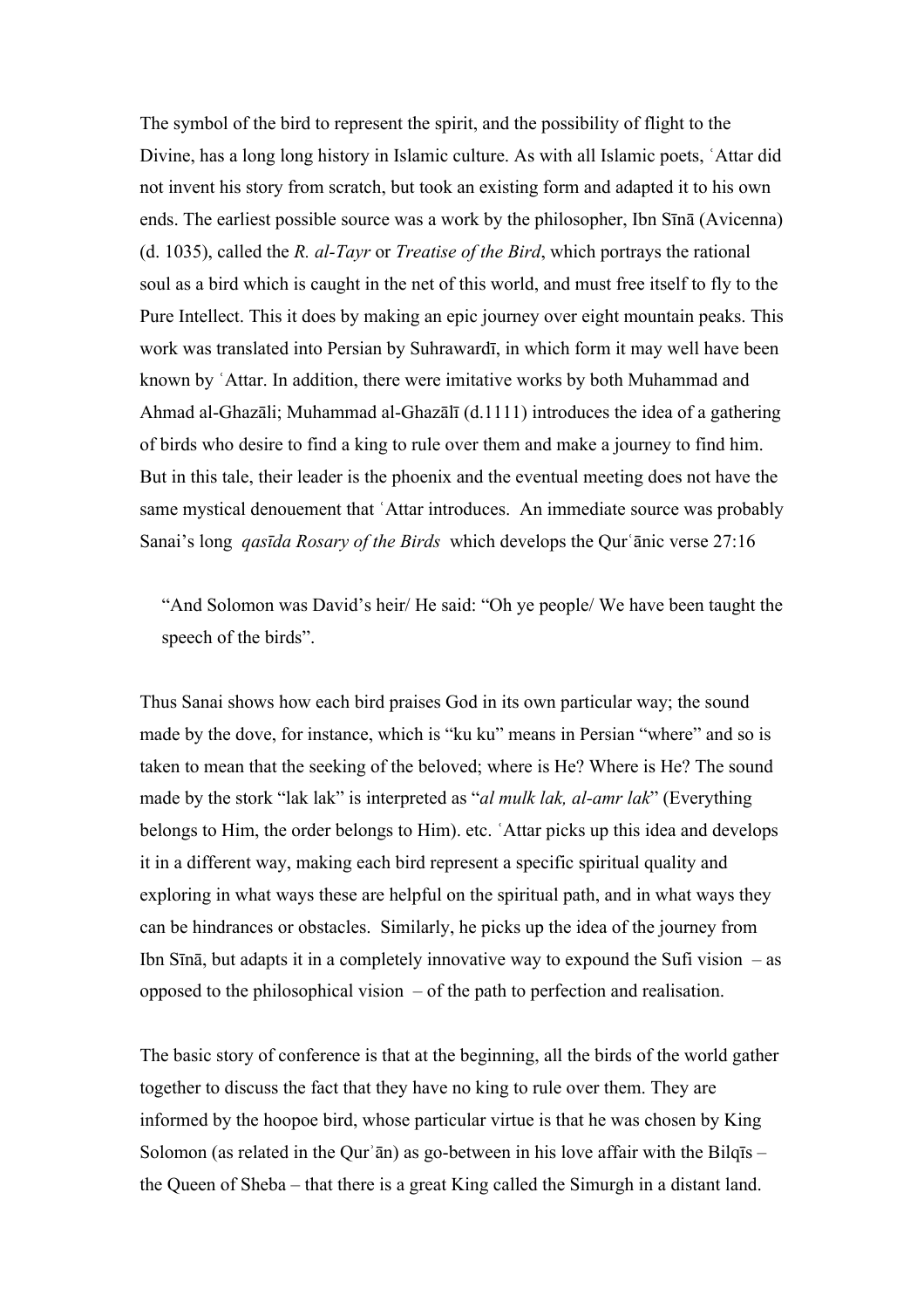The symbol of the bird to represent the spirit, and the possibility of flight to the Divine, has a long long history in Islamic culture. As with all Islamic poets, ʿAttar did not invent his story from scratch, but took an existing form and adapted it to his own ends. The earliest possible source was a work by the philosopher, Ibn Sīnā (Avicenna) (d. 1035), called the *R. al-Tayr* or *Treatise of the Bird*, which portrays the rational soul as a bird which is caught in the net of this world, and must free itself to fly to the Pure Intellect. This it does by making an epic journey over eight mountain peaks. This work was translated into Persian by Suhrawardī, in which form it may well have been known by ʿAttar. In addition, there were imitative works by both Muhammad and Ahmad al-Ghazāli; Muhammad al-Ghazālī (d.1111) introduces the idea of a gathering of birds who desire to find a king to rule over them and make a journey to find him. But in this tale, their leader is the phoenix and the eventual meeting does not have the same mystical denouement that ʿAttar introduces. An immediate source was probably Sanai's long *qasīda Rosary of the Birds* which develops the Qurʿānic verse 27:16

> "And Solomon was David's heir/ He said: "Oh ye people/ We have been taught the speech of the birds".

Thus Sanai shows how each bird praises God in its own particular way; the sound made by the dove, for instance, which is "ku ku" means in Persian "where" and so is taken to mean that the seeking of the beloved; where is He? Where is He? The sound made by the stork "lak lak" is interpreted as "*al mulk lak, al-amr lak*" (Everything belongs to Him, the order belongs to Him). etc. ʿAttar picks up this idea and develops it in a different way, making each bird represent a specific spiritual quality and exploring in what ways these are helpful on the spiritual path, and in what ways they can be hindrances or obstacles. Similarly, he picks up the idea of the journey from Ibn Sīnā, but adapts it in a completely innovative way to expound the Sufi vision – as opposed to the philosophical vision – of the path to perfection and realisation.

The basic story of conference is that at the beginning, all the birds of the world gather together to discuss the fact that they have no king to rule over them. They are informed by the hoopoe bird, whose particular virtue is that he was chosen by King Solomon (as related in the Qurʾān) as go-between in his love affair with the Bilqīs – the Queen of Sheba – that there is a great King called the Simurgh in a distant land.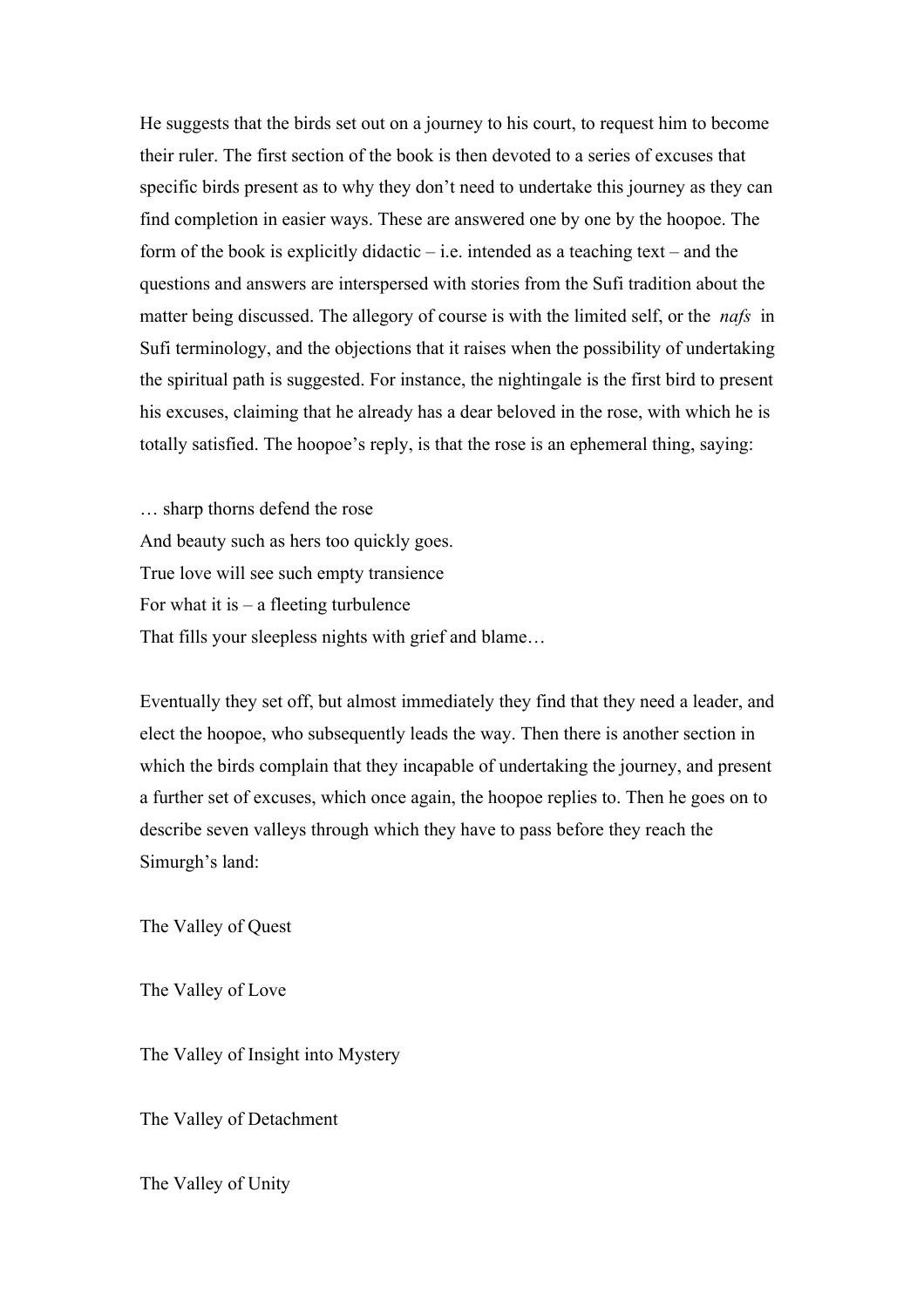He suggests that the birds set out on a journey to his court, to request him to become their ruler. The first section of the book is then devoted to a series of excuses that specific birds present as to why they don't need to undertake this journey as they can find completion in easier ways. These are answered one by one by the hoopoe. The form of the book is explicitly didactic – i.e. intended as a teaching text – and the questions and answers are interspersed with stories from the Sufi tradition about the matter being discussed. The allegory of course is with the limited self, or the *nafs* in Sufi terminology, and the objections that it raises when the possibility of undertaking the spiritual path is suggested. For instance, the nightingale is the first bird to present his excuses, claiming that he already has a dear beloved in the rose, with which he is totally satisfied. The hoopoe's reply, is that the rose is an ephemeral thing, saying:

… sharp thorns defend the rose  
And beauty such as hers too quickly goes.  
True love will see such empty transience  
For what it is – a fleeting turbulence  
That fills your sleepless nights with grief and blame…

Eventually they set off, but almost immediately they find that they need a leader, and elect the hoopoe, who subsequently leads the way. Then there is another section in which the birds complain that they incapable of undertaking the journey, and present a further set of excuses, which once again, the hoopoe replies to. Then he goes on to describe seven valleys through which they have to pass before they reach the Simurgh's land:

The Valley of Quest

The Valley of Love

The Valley of Insight into Mystery

The Valley of Detachment

The Valley of Unity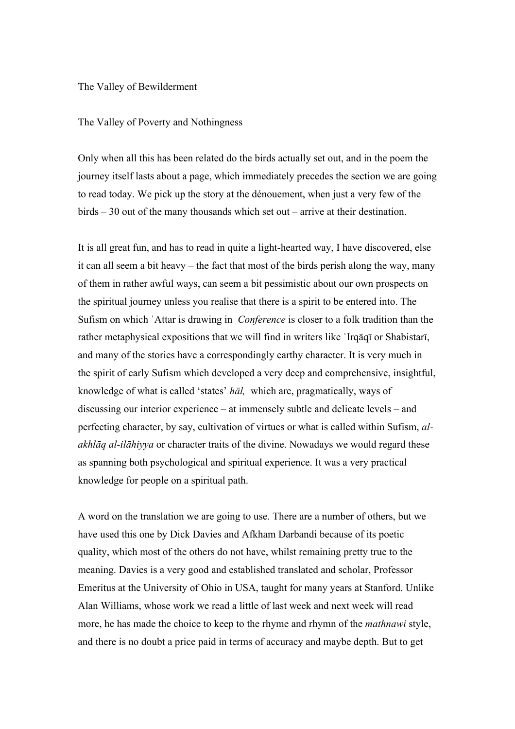The Valley of Bewilderment

The Valley of Poverty and Nothingness

Only when all this has been related do the birds actually set out, and in the poem the journey itself lasts about a page, which immediately precedes the section we are going to read today. We pick up the story at the dénouement, when just a very few of the birds – 30 out of the many thousands which set out – arrive at their destination.

It is all great fun, and has to read in quite a light-hearted way, I have discovered, else it can all seem a bit heavy – the fact that most of the birds perish along the way, many of them in rather awful ways, can seem a bit pessimistic about our own prospects on the spiritual journey unless you realise that there is a spirit to be entered into. The Sufism on which ʿAttar is drawing in *Conference* is closer to a folk tradition than the rather metaphysical expositions that we will find in writers like ʿIrqāqī or Shabistarī, and many of the stories have a correspondingly earthy character. It is very much in the spirit of early Sufism which developed a very deep and comprehensive, insightful, knowledge of what is called 'states' *hāl,* which are, pragmatically, ways of discussing our interior experience – at immensely subtle and delicate levels – and perfecting character, by say, cultivation of virtues or what is called within Sufism, *al-akhlāq al-ilāhiyya* or character traits of the divine. Nowadays we would regard these as spanning both psychological and spiritual experience. It was a very practical knowledge for people on a spiritual path.

A word on the translation we are going to use. There are a number of others, but we have used this one by Dick Davies and Afkham Darbandi because of its poetic quality, which most of the others do not have, whilst remaining pretty true to the meaning. Davies is a very good and established translated and scholar, Professor Emeritus at the University of Ohio in USA, taught for many years at Stanford. Unlike Alan Williams, whose work we read a little of last week and next week will read more, he has made the choice to keep to the rhyme and rhymn of the *mathnawi* style, and there is no doubt a price paid in terms of accuracy and maybe depth. But to get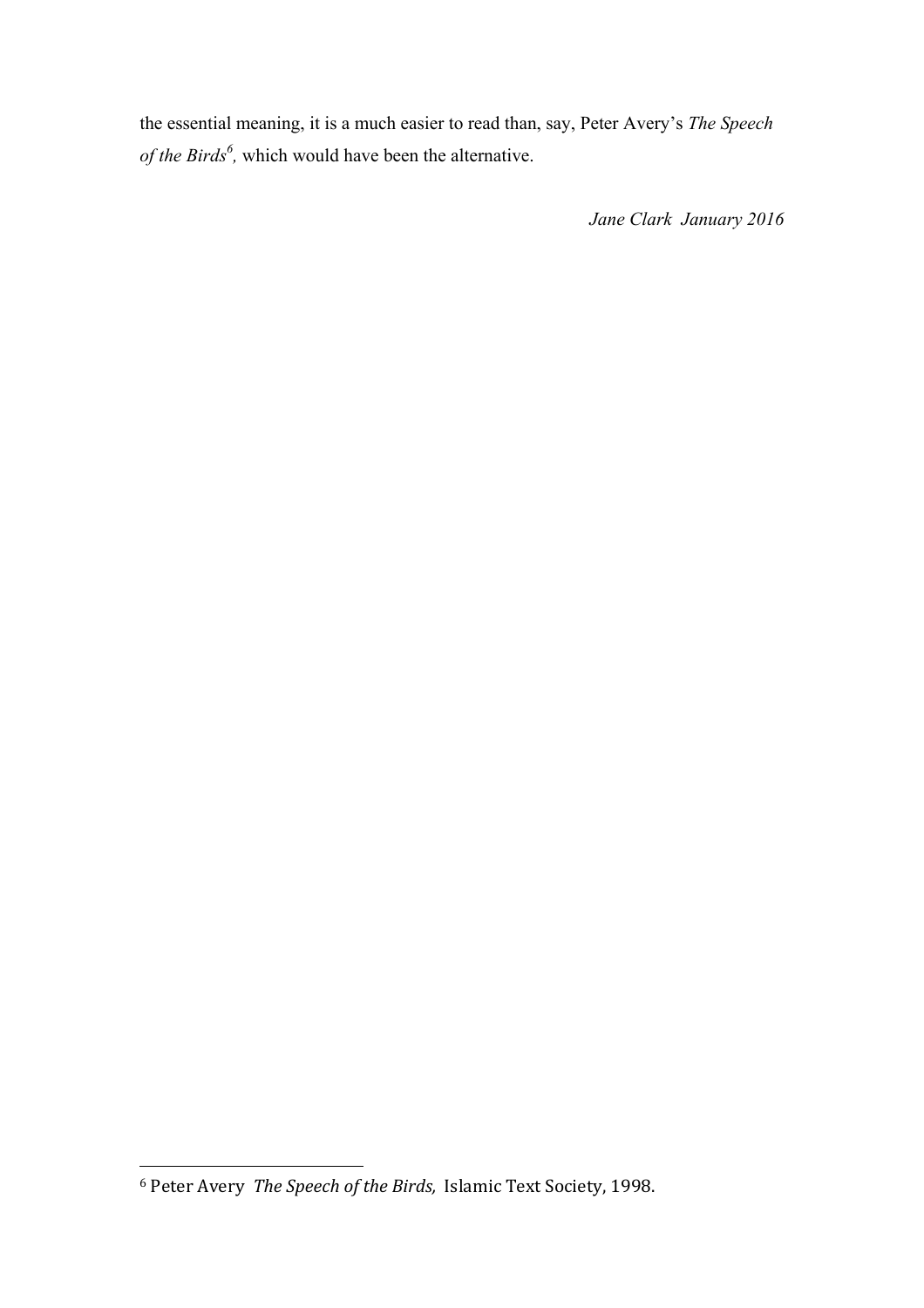the essential meaning, it is a much easier to read than, say, Peter Avery's *The Speech of the Birds*[6], which would have been the alternative.

*Jane Clark January 2016*

---

[6] Peter Avery *The Speech of the Birds,* Islamic Text Society, 1998.